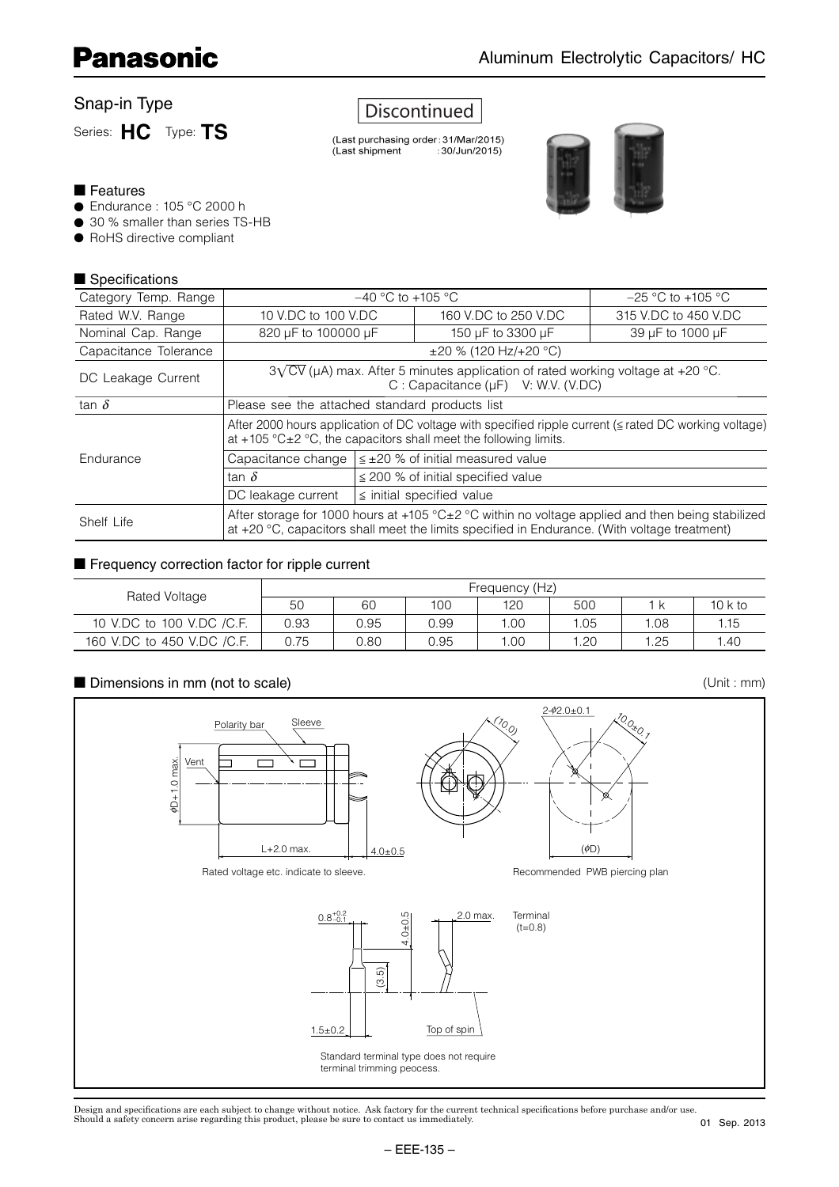# Panasonic

Aluminum Electrolytic Capacitors/ HC

## Snap-in Type

Series: **HC** Type: **TS**

Discontinued

(Last purchasing order: 31/Mar/2015)
(Last shipment : 30/Jun/2015)

### ■ Features

- Endurance : 105 °C 2000 h
- 30 % smaller than series TS-HB
- RoHS directive compliant

### ■ Specifications

| Category Temp. Range | −40 °C to +105 °C | | −25 °C to +105 °C |
|---|---|---|---|
| Rated W.V. Range | 10 V.DC to 100 V.DC | 160 V.DC to 250 V.DC | 315 V.DC to 450 V.DC |
| Nominal Cap. Range | 820 µF to 100000 µF | 150 µF to 3300 µF | 39 µF to 1000 µF |
| Capacitance Tolerance | ±20 % (120 Hz/+20 °C) | | |
| DC Leakage Current | $3\sqrt{CV}$ (µA) max. After 5 minutes application of rated working voltage at +20 °C. C : Capacitance (µF) V: W.V. (V.DC) | | |
| tan δ | Please see the attached standard products list | | |
| Endurance | After 2000 hours application of DC voltage with specified ripple current (≦ rated DC working voltage) at +105 °C±2 °C, the capacitors shall meet the following limits. | | |
| | Capacitance change | ≦ ±20 % of initial measured value | |
| | tan δ | ≦ 200 % of initial specified value | |
| | DC leakage current | ≦ initial specified value | |
| Shelf Life | After storage for 1000 hours at +105 °C±2 °C with no voltage applied and then being stabilized at +20 °C, capacitors shall meet the limits specified in Endurance. (With voltage treatment) | | |

### ■ Frequency correction factor for ripple current

| Rated Voltage | Frequency (Hz) | | | | | | |
|---|---|---|---|---|---|---|---|
| | 50 | 60 | 100 | 120 | 500 | 1 k | 10 k to |
| 10 V.DC to 100 V.DC /C.F. | 0.93 | 0.95 | 0.99 | 1.00 | 1.05 | 1.08 | 1.15 |
| 160 V.DC to 450 V.DC /C.F. | 0.75 | 0.80 | 0.95 | 1.00 | 1.20 | 1.25 | 1.40 |

### ■ Dimensions in mm (not to scale)

(Unit : mm)

Polarity bar, Sleeve, Vent, φD+1.0 max., L+2.0 max., 4.0±0.5, (10.0), 2-φ2.0±0.1, 10.0±0.1, (φD)

Rated voltage etc. indicate to sleeve.

Recommended PWB piercing plan

$0.8^{+0.2}_{-0.1}$, 4.0±0.5, (3.5), 2.0 max., 1.5±0.2, Top of spin

Terminal (t=0.8)

Standard terminal type does not require terminal trimming peocess.

Design and specifications are each subject to change without notice. Ask factory for the current technical specifications before purchase and/or use.
Should a safety concern arise regarding this product, please be sure to contact us immediately.

01 Sep. 2013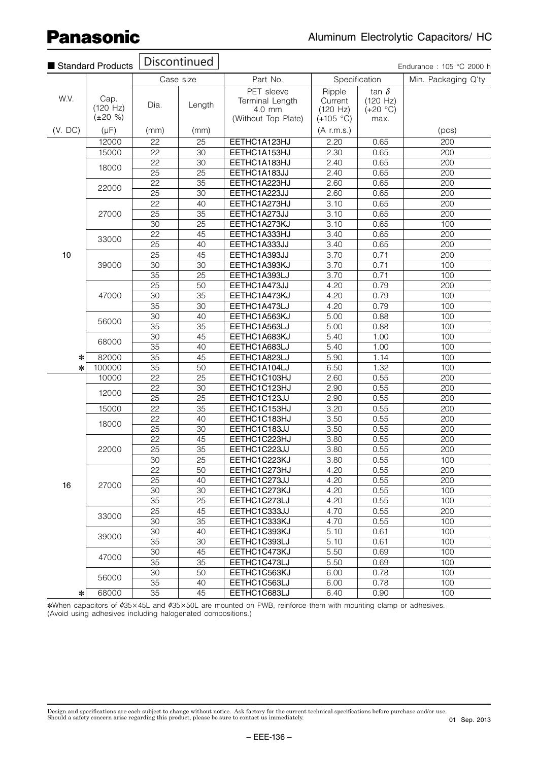■ Standard Products **Discontinued**

Endurance : 105 °C 2000 h

| W.V. | Cap. (120 Hz) (±20 %) | Case size | | Part No. | Specification | | Min. Packaging Q'ty |
|---|---|---|---|---|---|---|---|
| | | Dia. | Length | PET sleeve Terminal Length 4.0 mm (Without Top Plate) | Ripple Current (120 Hz) (+105 °C) | tan $\delta$ (120 Hz) (+20 °C) max. | |
| (V. DC) | (µF) | (mm) | (mm) | | (A r.m.s.) | | (pcs) |
| 10 | 12000 | 22 | 25 | EETHC1A123HJ | 2.20 | 0.65 | 200 |
| | 15000 | 22 | 30 | EETHC1A153HJ | 2.30 | 0.65 | 200 |
| | 18000 | 22 | 30 | EETHC1A183HJ | 2.40 | 0.65 | 200 |
| | | 25 | 25 | EETHC1A183JJ | 2.40 | 0.65 | 200 |
| | 22000 | 22 | 35 | EETHC1A223HJ | 2.60 | 0.65 | 200 |
| | | 25 | 30 | EETHC1A223JJ | 2.60 | 0.65 | 200 |
| | 27000 | 22 | 40 | EETHC1A273HJ | 3.10 | 0.65 | 200 |
| | | 25 | 35 | EETHC1A273JJ | 3.10 | 0.65 | 200 |
| | | 30 | 25 | EETHC1A273KJ | 3.10 | 0.65 | 100 |
| | 33000 | 22 | 45 | EETHC1A333HJ | 3.40 | 0.65 | 200 |
| | | 25 | 40 | EETHC1A333JJ | 3.40 | 0.65 | 200 |
| | 39000 | 25 | 45 | EETHC1A393JJ | 3.70 | 0.71 | 200 |
| | | 30 | 30 | EETHC1A393KJ | 3.70 | 0.71 | 100 |
| | | 35 | 25 | EETHC1A393LJ | 3.70 | 0.71 | 100 |
| | 47000 | 25 | 50 | EETHC1A473JJ | 4.20 | 0.79 | 200 |
| | | 30 | 35 | EETHC1A473KJ | 4.20 | 0.79 | 100 |
| | | 35 | 30 | EETHC1A473LJ | 4.20 | 0.79 | 100 |
| | 56000 | 30 | 40 | EETHC1A563KJ | 5.00 | 0.88 | 100 |
| | | 35 | 35 | EETHC1A563LJ | 5.00 | 0.88 | 100 |
| | 68000 | 30 | 45 | EETHC1A683KJ | 5.40 | 1.00 | 100 |
| | | 35 | 40 | EETHC1A683LJ | 5.40 | 1.00 | 100 |
| ✻ | 82000 | 35 | 45 | EETHC1A823LJ | 5.90 | 1.14 | 100 |
| ✻ | 100000 | 35 | 50 | EETHC1A104LJ | 6.50 | 1.32 | 100 |
| 16 | 10000 | 22 | 25 | EETHC1C103HJ | 2.60 | 0.55 | 200 |
| | 12000 | 22 | 30 | EETHC1C123HJ | 2.90 | 0.55 | 200 |
| | | 25 | 25 | EETHC1C123JJ | 2.90 | 0.55 | 200 |
| | 15000 | 22 | 35 | EETHC1C153HJ | 3.20 | 0.55 | 200 |
| | 18000 | 22 | 40 | EETHC1C183HJ | 3.50 | 0.55 | 200 |
| | | 25 | 30 | EETHC1C183JJ | 3.50 | 0.55 | 200 |
| | 22000 | 22 | 45 | EETHC1C223HJ | 3.80 | 0.55 | 200 |
| | | 25 | 35 | EETHC1C223JJ | 3.80 | 0.55 | 200 |
| | | 30 | 25 | EETHC1C223KJ | 3.80 | 0.55 | 100 |
| | 27000 | 22 | 50 | EETHC1C273HJ | 4.20 | 0.55 | 200 |
| | | 25 | 40 | EETHC1C273JJ | 4.20 | 0.55 | 200 |
| | | 30 | 30 | EETHC1C273KJ | 4.20 | 0.55 | 100 |
| | | 35 | 25 | EETHC1C273LJ | 4.20 | 0.55 | 100 |
| | 33000 | 25 | 45 | EETHC1C333JJ | 4.70 | 0.55 | 200 |
| | | 30 | 35 | EETHC1C333KJ | 4.70 | 0.55 | 100 |
| | 39000 | 30 | 40 | EETHC1C393KJ | 5.10 | 0.61 | 100 |
| | | 35 | 30 | EETHC1C393LJ | 5.10 | 0.61 | 100 |
| | 47000 | 30 | 45 | EETHC1C473KJ | 5.50 | 0.69 | 100 |
| | | 35 | 35 | EETHC1C473LJ | 5.50 | 0.69 | 100 |
| | 56000 | 30 | 50 | EETHC1C563KJ | 6.00 | 0.78 | 100 |
| | | 35 | 40 | EETHC1C563LJ | 6.00 | 0.78 | 100 |
| ✻ | 68000 | 35 | 45 | EETHC1C683LJ | 6.40 | 0.90 | 100 |

✻When capacitors of $\phi$35×45L and $\phi$35×50L are mounted on PWB, reinforce them with mounting clamp or adhesives. (Avoid using adhesives including halogenated compositions.)

Design and specifications are each subject to change without notice. Ask factory for the current technical specifications before purchase and/or use.
Should a safety concern arise regarding this product, please be sure to contact us immediately.

01 Sep. 2013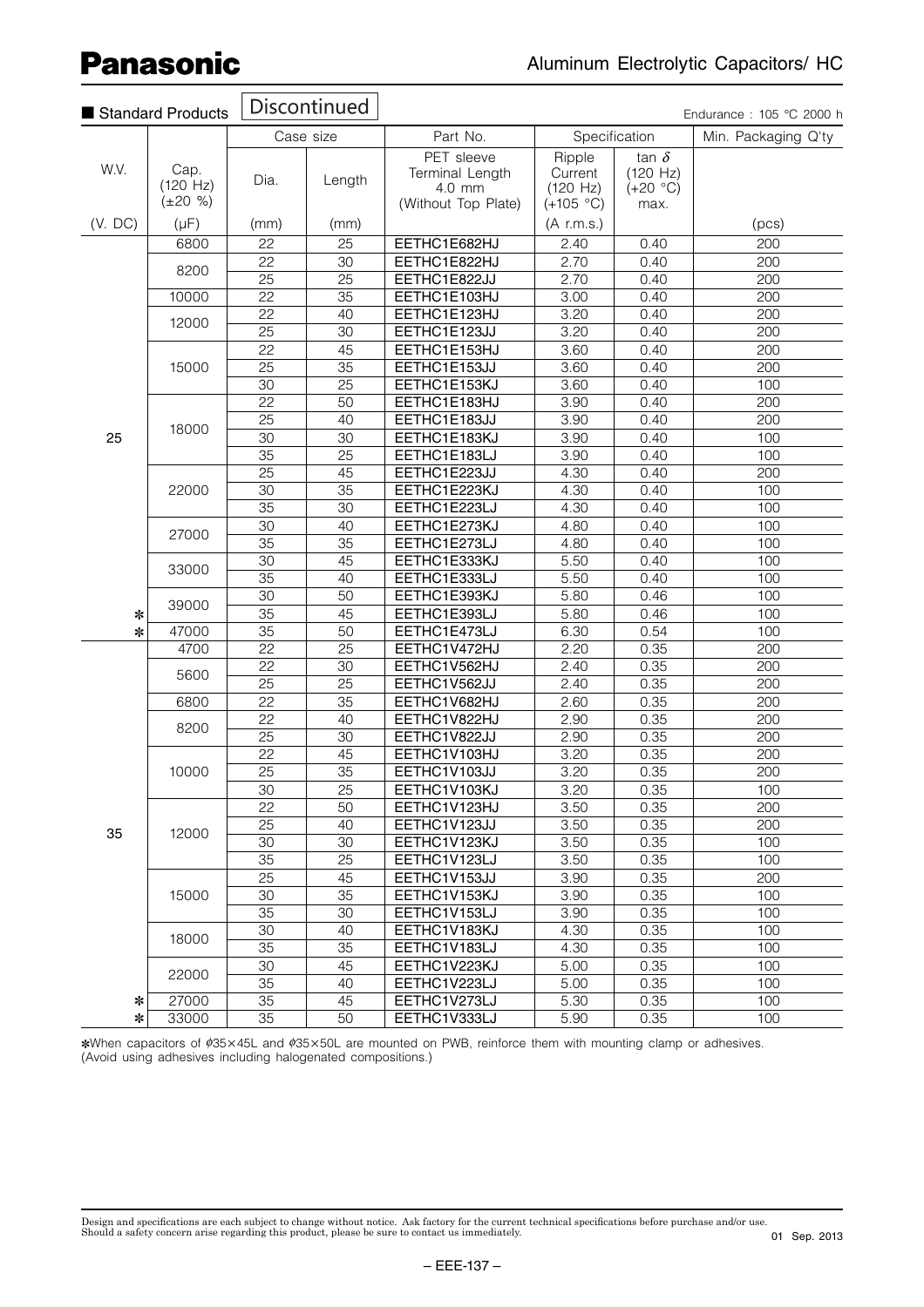# Panasonic

## Aluminum Electrolytic Capacitors/ HC

■ Standard Products **Discontinued**

Endurance : 105 °C 2000 h

| W.V. | Cap. (120 Hz) (±20 %) | Case size | | Part No. | Specification | | Min. Packaging Q'ty |
|---|---|---|---|---|---|---|---|
| | | Dia. | Length | PET sleeve Terminal Length 4.0 mm (Without Top Plate) | Ripple Current (120 Hz) (+105 °C) | tan δ (120 Hz) (+20 °C) max. | |
| (V. DC) | (μF) | (mm) | (mm) | | (A r.m.s.) | | (pcs) |
| 25 | 6800 | 22 | 25 | EETHC1E682HJ | 2.40 | 0.40 | 200 |
| | 8200 | 22 | 30 | EETHC1E822HJ | 2.70 | 0.40 | 200 |
| | | 25 | 25 | EETHC1E822JJ | 2.70 | 0.40 | 200 |
| | 10000 | 22 | 35 | EETHC1E103HJ | 3.00 | 0.40 | 200 |
| | 12000 | 22 | 40 | EETHC1E123HJ | 3.20 | 0.40 | 200 |
| | | 25 | 30 | EETHC1E123JJ | 3.20 | 0.40 | 200 |
| | 15000 | 22 | 45 | EETHC1E153HJ | 3.60 | 0.40 | 200 |
| | | 25 | 35 | EETHC1E153JJ | 3.60 | 0.40 | 200 |
| | | 30 | 25 | EETHC1E153KJ | 3.60 | 0.40 | 100 |
| | 18000 | 22 | 50 | EETHC1E183HJ | 3.90 | 0.40 | 200 |
| | | 25 | 40 | EETHC1E183JJ | 3.90 | 0.40 | 200 |
| | | 30 | 30 | EETHC1E183KJ | 3.90 | 0.40 | 100 |
| | | 35 | 25 | EETHC1E183LJ | 3.90 | 0.40 | 100 |
| | 22000 | 25 | 45 | EETHC1E223JJ | 4.30 | 0.40 | 200 |
| | | 30 | 35 | EETHC1E223KJ | 4.30 | 0.40 | 100 |
| | | 35 | 30 | EETHC1E223LJ | 4.30 | 0.40 | 100 |
| | 27000 | 30 | 40 | EETHC1E273KJ | 4.80 | 0.40 | 100 |
| | | 35 | 35 | EETHC1E273LJ | 4.80 | 0.40 | 100 |
| | 33000 | 30 | 45 | EETHC1E333KJ | 5.50 | 0.40 | 100 |
| | | 35 | 40 | EETHC1E333LJ | 5.50 | 0.40 | 100 |
| | 39000 | 30 | 50 | EETHC1E393KJ | 5.80 | 0.46 | 100 |
| ✻ | | 35 | 45 | EETHC1E393LJ | 5.80 | 0.46 | 100 |
| ✻ | 47000 | 35 | 50 | EETHC1E473LJ | 6.30 | 0.54 | 100 |
| 35 | 4700 | 22 | 25 | EETHC1V472HJ | 2.20 | 0.35 | 200 |
| | 5600 | 22 | 30 | EETHC1V562HJ | 2.40 | 0.35 | 200 |
| | | 25 | 25 | EETHC1V562JJ | 2.40 | 0.35 | 200 |
| | 6800 | 22 | 35 | EETHC1V682HJ | 2.60 | 0.35 | 200 |
| | 8200 | 22 | 40 | EETHC1V822HJ | 2.90 | 0.35 | 200 |
| | | 25 | 30 | EETHC1V822JJ | 2.90 | 0.35 | 200 |
| | 10000 | 22 | 45 | EETHC1V103HJ | 3.20 | 0.35 | 200 |
| | | 25 | 35 | EETHC1V103JJ | 3.20 | 0.35 | 200 |
| | | 30 | 25 | EETHC1V103KJ | 3.20 | 0.35 | 100 |
| | 12000 | 22 | 50 | EETHC1V123HJ | 3.50 | 0.35 | 200 |
| | | 25 | 40 | EETHC1V123JJ | 3.50 | 0.35 | 200 |
| | | 30 | 30 | EETHC1V123KJ | 3.50 | 0.35 | 100 |
| | | 35 | 25 | EETHC1V123LJ | 3.50 | 0.35 | 100 |
| | 15000 | 25 | 45 | EETHC1V153JJ | 3.90 | 0.35 | 200 |
| | | 30 | 35 | EETHC1V153KJ | 3.90 | 0.35 | 100 |
| | | 35 | 30 | EETHC1V153LJ | 3.90 | 0.35 | 100 |
| | 18000 | 30 | 40 | EETHC1V183KJ | 4.30 | 0.35 | 100 |
| | | 35 | 35 | EETHC1V183LJ | 4.30 | 0.35 | 100 |
| | 22000 | 30 | 45 | EETHC1V223KJ | 5.00 | 0.35 | 100 |
| | | 35 | 40 | EETHC1V223LJ | 5.00 | 0.35 | 100 |
| ✻ | 27000 | 35 | 45 | EETHC1V273LJ | 5.30 | 0.35 | 100 |
| ✻ | 33000 | 35 | 50 | EETHC1V333LJ | 5.90 | 0.35 | 100 |

✻When capacitors of ϕ35×45L and ϕ35×50L are mounted on PWB, reinforce them with mounting clamp or adhesives.
(Avoid using adhesives including halogenated compositions.)

Design and specifications are each subject to change without notice. Ask factory for the current technical specifications before purchase and/or use.
Should a safety concern arise regarding this product, please be sure to contact us immediately.

01 Sep. 2013

– EEE-137 –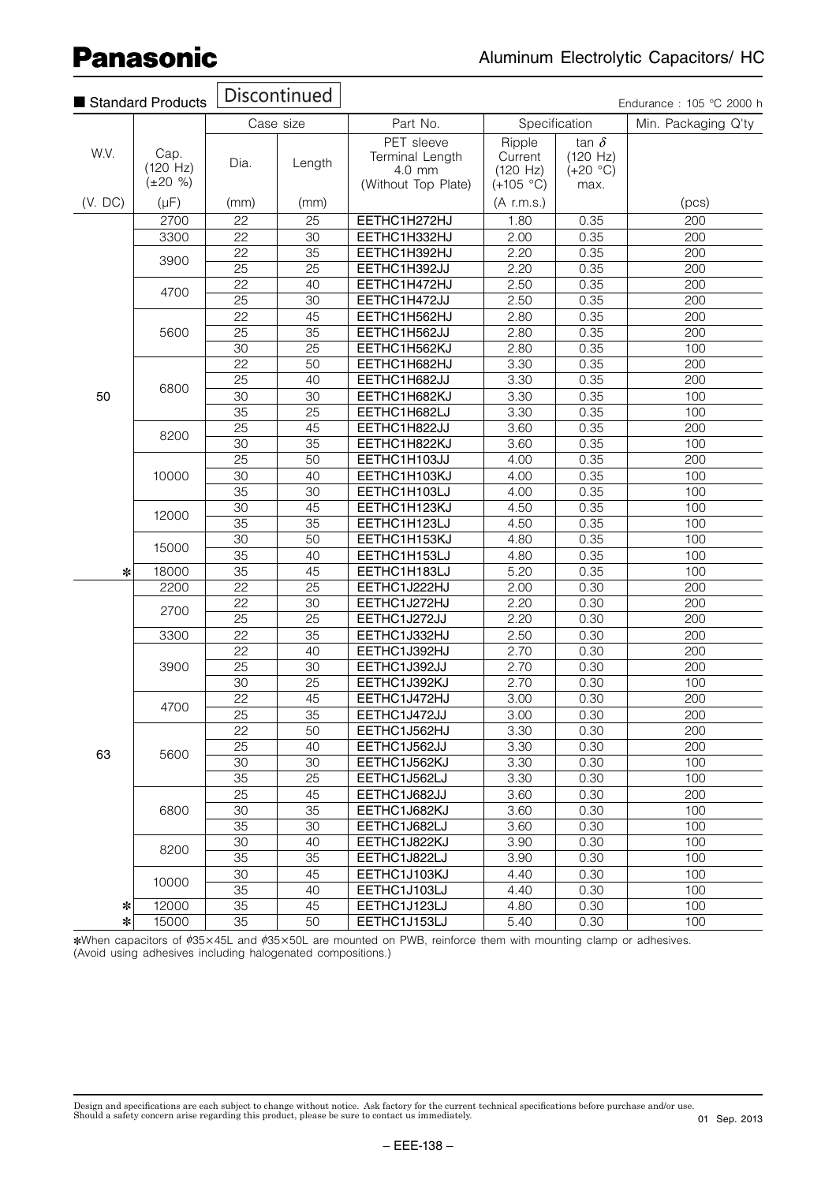Aluminum Electrolytic Capacitors/ HC

■ Standard Products **Discontinued**

Endurance : 105 °C 2000 h

| W.V. | Cap. (120 Hz) (±20 %) | Case size | | Part No. | Specification | | Min. Packaging Q'ty |
|---|---|---|---|---|---|---|---|
| | | Dia. | Length | PET sleeve Terminal Length 4.0 mm (Without Top Plate) | Ripple Current (120 Hz) (+105 °C) | tan δ (120 Hz) (+20 °C) max. | |
| (V. DC) | (μF) | (mm) | (mm) | | (A r.m.s.) | | (pcs) |
| 50 | 2700 | 22 | 25 | EETHC1H272HJ | 1.80 | 0.35 | 200 |
| | 3300 | 22 | 30 | EETHC1H332HJ | 2.00 | 0.35 | 200 |
| | 3900 | 22 | 35 | EETHC1H392HJ | 2.20 | 0.35 | 200 |
| | | 25 | 25 | EETHC1H392JJ | 2.20 | 0.35 | 200 |
| | 4700 | 22 | 40 | EETHC1H472HJ | 2.50 | 0.35 | 200 |
| | | 25 | 30 | EETHC1H472JJ | 2.50 | 0.35 | 200 |
| | 5600 | 22 | 45 | EETHC1H562HJ | 2.80 | 0.35 | 200 |
| | | 25 | 35 | EETHC1H562JJ | 2.80 | 0.35 | 200 |
| | | 30 | 25 | EETHC1H562KJ | 2.80 | 0.35 | 100 |
| | 6800 | 22 | 50 | EETHC1H682HJ | 3.30 | 0.35 | 200 |
| | | 25 | 40 | EETHC1H682JJ | 3.30 | 0.35 | 200 |
| | | 30 | 30 | EETHC1H682KJ | 3.30 | 0.35 | 100 |
| | | 35 | 25 | EETHC1H682LJ | 3.30 | 0.35 | 100 |
| | 8200 | 25 | 45 | EETHC1H822JJ | 3.60 | 0.35 | 200 |
| | | 30 | 35 | EETHC1H822KJ | 3.60 | 0.35 | 100 |
| | 10000 | 25 | 50 | EETHC1H103JJ | 4.00 | 0.35 | 200 |
| | | 30 | 40 | EETHC1H103KJ | 4.00 | 0.35 | 100 |
| | | 35 | 30 | EETHC1H103LJ | 4.00 | 0.35 | 100 |
| | 12000 | 30 | 45 | EETHC1H123KJ | 4.50 | 0.35 | 100 |
| | | 35 | 35 | EETHC1H123LJ | 4.50 | 0.35 | 100 |
| | 15000 | 30 | 50 | EETHC1H153KJ | 4.80 | 0.35 | 100 |
| | | 35 | 40 | EETHC1H153LJ | 4.80 | 0.35 | 100 |
| * | 18000 | 35 | 45 | EETHC1H183LJ | 5.20 | 0.35 | 100 |
| 63 | 2200 | 22 | 25 | EETHC1J222HJ | 2.00 | 0.30 | 200 |
| | 2700 | 22 | 30 | EETHC1J272HJ | 2.20 | 0.30 | 200 |
| | | 25 | 25 | EETHC1J272JJ | 2.20 | 0.30 | 200 |
| | 3300 | 22 | 35 | EETHC1J332HJ | 2.50 | 0.30 | 200 |
| | 3900 | 22 | 40 | EETHC1J392HJ | 2.70 | 0.30 | 200 |
| | | 25 | 30 | EETHC1J392JJ | 2.70 | 0.30 | 200 |
| | | 30 | 25 | EETHC1J392KJ | 2.70 | 0.30 | 100 |
| | 4700 | 22 | 45 | EETHC1J472HJ | 3.00 | 0.30 | 200 |
| | | 25 | 35 | EETHC1J472JJ | 3.00 | 0.30 | 200 |
| | 5600 | 22 | 50 | EETHC1J562HJ | 3.30 | 0.30 | 200 |
| | | 25 | 40 | EETHC1J562JJ | 3.30 | 0.30 | 200 |
| | | 30 | 30 | EETHC1J562KJ | 3.30 | 0.30 | 100 |
| | | 35 | 25 | EETHC1J562LJ | 3.30 | 0.30 | 100 |
| | 6800 | 25 | 45 | EETHC1J682JJ | 3.60 | 0.30 | 200 |
| | | 30 | 35 | EETHC1J682KJ | 3.60 | 0.30 | 100 |
| | | 35 | 30 | EETHC1J682LJ | 3.60 | 0.30 | 100 |
| | 8200 | 30 | 40 | EETHC1J822KJ | 3.90 | 0.30 | 100 |
| | | 35 | 35 | EETHC1J822LJ | 3.90 | 0.30 | 100 |
| | 10000 | 30 | 45 | EETHC1J103KJ | 4.40 | 0.30 | 100 |
| | | 35 | 40 | EETHC1J103LJ | 4.40 | 0.30 | 100 |
| * | 12000 | 35 | 45 | EETHC1J123LJ | 4.80 | 0.30 | 100 |
| * | 15000 | 35 | 50 | EETHC1J153LJ | 5.40 | 0.30 | 100 |

*When capacitors of ϕ35×45L and ϕ35×50L are mounted on PWB, reinforce them with mounting clamp or adhesives. (Avoid using adhesives including halogenated compositions.)

Design and specifications are each subject to change without notice. Ask factory for the current technical specifications before purchase and/or use. Should a safety concern arise regarding this product, please be sure to contact us immediately.

01 Sep. 2013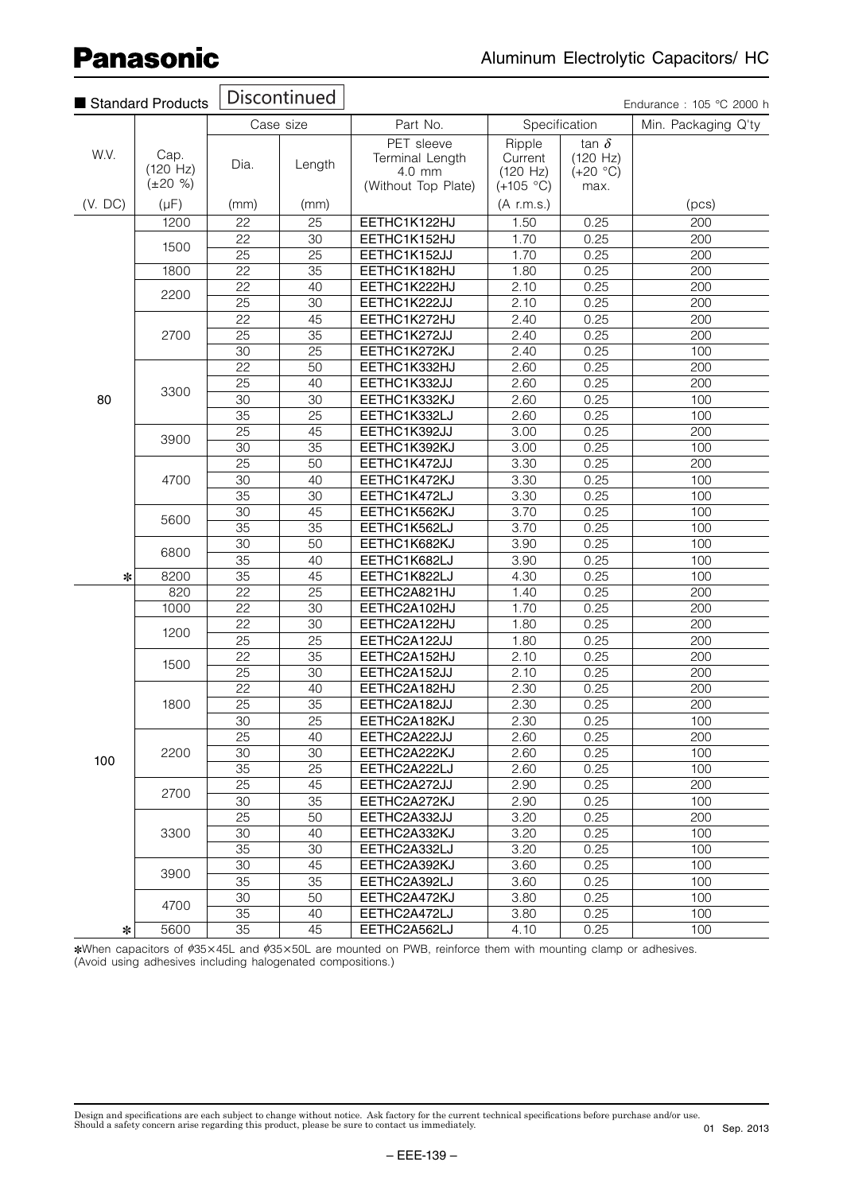## ■ Standard Products

**Discontinued**

Endurance : 105 °C 2000 h

| W.V. | Cap. (120 Hz) (±20 %) | Case size | | Part No. | Specification | | Min. Packaging Q'ty |
|---|---|---|---|---|---|---|---|
| | | Dia. | Length | PET sleeve Terminal Length 4.0 mm (Without Top Plate) | Ripple Current (120 Hz) (+105 °C) | tan δ (120 Hz) (+20 °C) max. | |
| (V. DC) | (μF) | (mm) | (mm) | | (A r.m.s.) | | (pcs) |
| 80 | 1200 | 22 | 25 | EETHC1K122HJ | 1.50 | 0.25 | 200 |
| | 1500 | 22 | 30 | EETHC1K152HJ | 1.70 | 0.25 | 200 |
| | | 25 | 25 | EETHC1K152JJ | 1.70 | 0.25 | 200 |
| | 1800 | 22 | 35 | EETHC1K182HJ | 1.80 | 0.25 | 200 |
| | 2200 | 22 | 40 | EETHC1K222HJ | 2.10 | 0.25 | 200 |
| | | 25 | 30 | EETHC1K222JJ | 2.10 | 0.25 | 200 |
| | 2700 | 22 | 45 | EETHC1K272HJ | 2.40 | 0.25 | 200 |
| | | 25 | 35 | EETHC1K272JJ | 2.40 | 0.25 | 200 |
| | | 30 | 25 | EETHC1K272KJ | 2.40 | 0.25 | 100 |
| | 3300 | 22 | 50 | EETHC1K332HJ | 2.60 | 0.25 | 200 |
| | | 25 | 40 | EETHC1K332JJ | 2.60 | 0.25 | 200 |
| | | 30 | 30 | EETHC1K332KJ | 2.60 | 0.25 | 100 |
| | | 35 | 25 | EETHC1K332LJ | 2.60 | 0.25 | 100 |
| | 3900 | 25 | 45 | EETHC1K392JJ | 3.00 | 0.25 | 200 |
| | | 30 | 35 | EETHC1K392KJ | 3.00 | 0.25 | 100 |
| | 4700 | 25 | 50 | EETHC1K472JJ | 3.30 | 0.25 | 200 |
| | | 30 | 40 | EETHC1K472KJ | 3.30 | 0.25 | 100 |
| | | 35 | 30 | EETHC1K472LJ | 3.30 | 0.25 | 100 |
| | 5600 | 30 | 45 | EETHC1K562KJ | 3.70 | 0.25 | 100 |
| | | 35 | 35 | EETHC1K562LJ | 3.70 | 0.25 | 100 |
| | 6800 | 30 | 50 | EETHC1K682KJ | 3.90 | 0.25 | 100 |
| | | 35 | 40 | EETHC1K682LJ | 3.90 | 0.25 | 100 |
| ✻ | 8200 | 35 | 45 | EETHC1K822LJ | 4.30 | 0.25 | 100 |
| 100 | 820 | 22 | 25 | EETHC2A821HJ | 1.40 | 0.25 | 200 |
| | 1000 | 22 | 30 | EETHC2A102HJ | 1.70 | 0.25 | 200 |
| | 1200 | 22 | 30 | EETHC2A122HJ | 1.80 | 0.25 | 200 |
| | | 25 | 25 | EETHC2A122JJ | 1.80 | 0.25 | 200 |
| | 1500 | 22 | 35 | EETHC2A152HJ | 2.10 | 0.25 | 200 |
| | | 25 | 30 | EETHC2A152JJ | 2.10 | 0.25 | 200 |
| | 1800 | 22 | 40 | EETHC2A182HJ | 2.30 | 0.25 | 200 |
| | | 25 | 35 | EETHC2A182JJ | 2.30 | 0.25 | 200 |
| | | 30 | 25 | EETHC2A182KJ | 2.30 | 0.25 | 100 |
| | 2200 | 25 | 40 | EETHC2A222JJ | 2.60 | 0.25 | 200 |
| | | 30 | 30 | EETHC2A222KJ | 2.60 | 0.25 | 100 |
| | | 35 | 25 | EETHC2A222LJ | 2.60 | 0.25 | 100 |
| | 2700 | 25 | 45 | EETHC2A272JJ | 2.90 | 0.25 | 200 |
| | | 30 | 35 | EETHC2A272KJ | 2.90 | 0.25 | 100 |
| | 3300 | 25 | 50 | EETHC2A332JJ | 3.20 | 0.25 | 200 |
| | | 30 | 40 | EETHC2A332KJ | 3.20 | 0.25 | 100 |
| | | 35 | 30 | EETHC2A332LJ | 3.20 | 0.25 | 100 |
| | 3900 | 30 | 45 | EETHC2A392KJ | 3.60 | 0.25 | 100 |
| | | 35 | 35 | EETHC2A392LJ | 3.60 | 0.25 | 100 |
| | 4700 | 30 | 50 | EETHC2A472KJ | 3.80 | 0.25 | 100 |
| | | 35 | 40 | EETHC2A472LJ | 3.80 | 0.25 | 100 |
| ✻ | 5600 | 35 | 45 | EETHC2A562LJ | 4.10 | 0.25 | 100 |

✻When capacitors of ϕ35×45L and ϕ35×50L are mounted on PWB, reinforce them with mounting clamp or adhesives. (Avoid using adhesives including halogenated compositions.)

Design and specifications are each subject to change without notice. Ask factory for the current technical specifications before purchase and/or use. Should a safety concern arise regarding this product, please be sure to contact us immediately.

01 Sep. 2013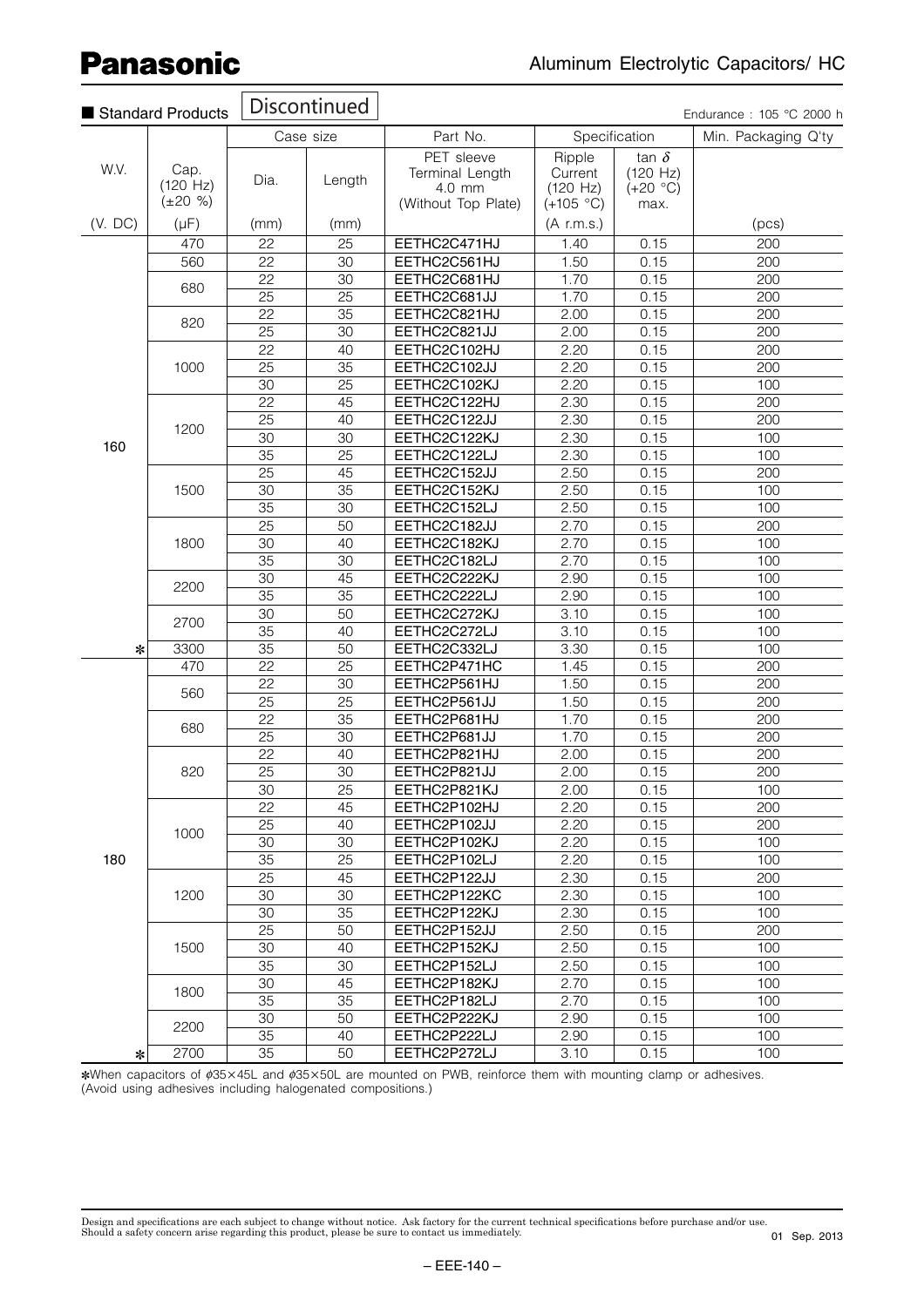## Panasonic

Aluminum Electrolytic Capacitors/ HC

■ Standard Products **Discontinued**

Endurance : 105 °C 2000 h

| W.V. | Cap. (120 Hz) (±20 %) | Case size | | Part No. | Specification | | Min. Packaging Q'ty |
|---|---|---|---|---|---|---|---|
| | | Dia. | Length | PET sleeve Terminal Length 4.0 mm (Without Top Plate) | Ripple Current (120 Hz) (+105 °C) | tan δ (120 Hz) (+20 °C) max. | |
| (V. DC) | (µF) | (mm) | (mm) | | (A r.m.s.) | | (pcs) |
| 160 | 470 | 22 | 25 | EETHC2C471HJ | 1.40 | 0.15 | 200 |
| | 560 | 22 | 30 | EETHC2C561HJ | 1.50 | 0.15 | 200 |
| | 680 | 22 | 30 | EETHC2C681HJ | 1.70 | 0.15 | 200 |
| | | 25 | 25 | EETHC2C681JJ | 1.70 | 0.15 | 200 |
| | 820 | 22 | 35 | EETHC2C821HJ | 2.00 | 0.15 | 200 |
| | | 25 | 30 | EETHC2C821JJ | 2.00 | 0.15 | 200 |
| | 1000 | 22 | 40 | EETHC2C102HJ | 2.20 | 0.15 | 200 |
| | | 25 | 35 | EETHC2C102JJ | 2.20 | 0.15 | 200 |
| | | 30 | 25 | EETHC2C102KJ | 2.20 | 0.15 | 100 |
| | 1200 | 22 | 45 | EETHC2C122HJ | 2.30 | 0.15 | 200 |
| | | 25 | 40 | EETHC2C122JJ | 2.30 | 0.15 | 200 |
| | | 30 | 30 | EETHC2C122KJ | 2.30 | 0.15 | 100 |
| | | 35 | 25 | EETHC2C122LJ | 2.30 | 0.15 | 100 |
| | 1500 | 25 | 45 | EETHC2C152JJ | 2.50 | 0.15 | 200 |
| | | 30 | 35 | EETHC2C152KJ | 2.50 | 0.15 | 100 |
| | | 35 | 30 | EETHC2C152LJ | 2.50 | 0.15 | 100 |
| | 1800 | 25 | 50 | EETHC2C182JJ | 2.70 | 0.15 | 200 |
| | | 30 | 40 | EETHC2C182KJ | 2.70 | 0.15 | 100 |
| | | 35 | 30 | EETHC2C182LJ | 2.70 | 0.15 | 100 |
| | 2200 | 30 | 45 | EETHC2C222KJ | 2.90 | 0.15 | 100 |
| | | 35 | 35 | EETHC2C222LJ | 2.90 | 0.15 | 100 |
| | 2700 | 30 | 50 | EETHC2C272KJ | 3.10 | 0.15 | 100 |
| | | 35 | 40 | EETHC2C272LJ | 3.10 | 0.15 | 100 |
| * | 3300 | 35 | 50 | EETHC2C332LJ | 3.30 | 0.15 | 100 |
| 180 | 470 | 22 | 25 | EETHC2P471HC | 1.45 | 0.15 | 200 |
| | 560 | 22 | 30 | EETHC2P561HJ | 1.50 | 0.15 | 200 |
| | | 25 | 25 | EETHC2P561JJ | 1.50 | 0.15 | 200 |
| | 680 | 22 | 35 | EETHC2P681HJ | 1.70 | 0.15 | 200 |
| | | 25 | 30 | EETHC2P681JJ | 1.70 | 0.15 | 200 |
| | 820 | 22 | 40 | EETHC2P821HJ | 2.00 | 0.15 | 200 |
| | | 25 | 30 | EETHC2P821JJ | 2.00 | 0.15 | 200 |
| | | 30 | 25 | EETHC2P821KJ | 2.00 | 0.15 | 100 |
| | 1000 | 22 | 45 | EETHC2P102HJ | 2.20 | 0.15 | 200 |
| | | 25 | 40 | EETHC2P102JJ | 2.20 | 0.15 | 200 |
| | | 30 | 30 | EETHC2P102KJ | 2.20 | 0.15 | 100 |
| | | 35 | 25 | EETHC2P102LJ | 2.20 | 0.15 | 100 |
| | 1200 | 25 | 45 | EETHC2P122JJ | 2.30 | 0.15 | 200 |
| | | 30 | 30 | EETHC2P122KC | 2.30 | 0.15 | 100 |
| | | 30 | 35 | EETHC2P122KJ | 2.30 | 0.15 | 100 |
| | 1500 | 25 | 50 | EETHC2P152JJ | 2.50 | 0.15 | 200 |
| | | 30 | 40 | EETHC2P152KJ | 2.50 | 0.15 | 100 |
| | | 35 | 30 | EETHC2P152LJ | 2.50 | 0.15 | 100 |
| | 1800 | 30 | 45 | EETHC2P182KJ | 2.70 | 0.15 | 100 |
| | | 35 | 35 | EETHC2P182LJ | 2.70 | 0.15 | 100 |
| | 2200 | 30 | 50 | EETHC2P222KJ | 2.90 | 0.15 | 100 |
| | | 35 | 40 | EETHC2P222LJ | 2.90 | 0.15 | 100 |
| * | 2700 | 35 | 50 | EETHC2P272LJ | 3.10 | 0.15 | 100 |

*When capacitors of ϕ35×45L and ϕ35×50L are mounted on PWB, reinforce them with mounting clamp or adhesives. (Avoid using adhesives including halogenated compositions.)

Design and specifications are each subject to change without notice. Ask factory for the current technical specifications before purchase and/or use. Should a safety concern arise regarding this product, please be sure to contact us immediately.

01 Sep. 2013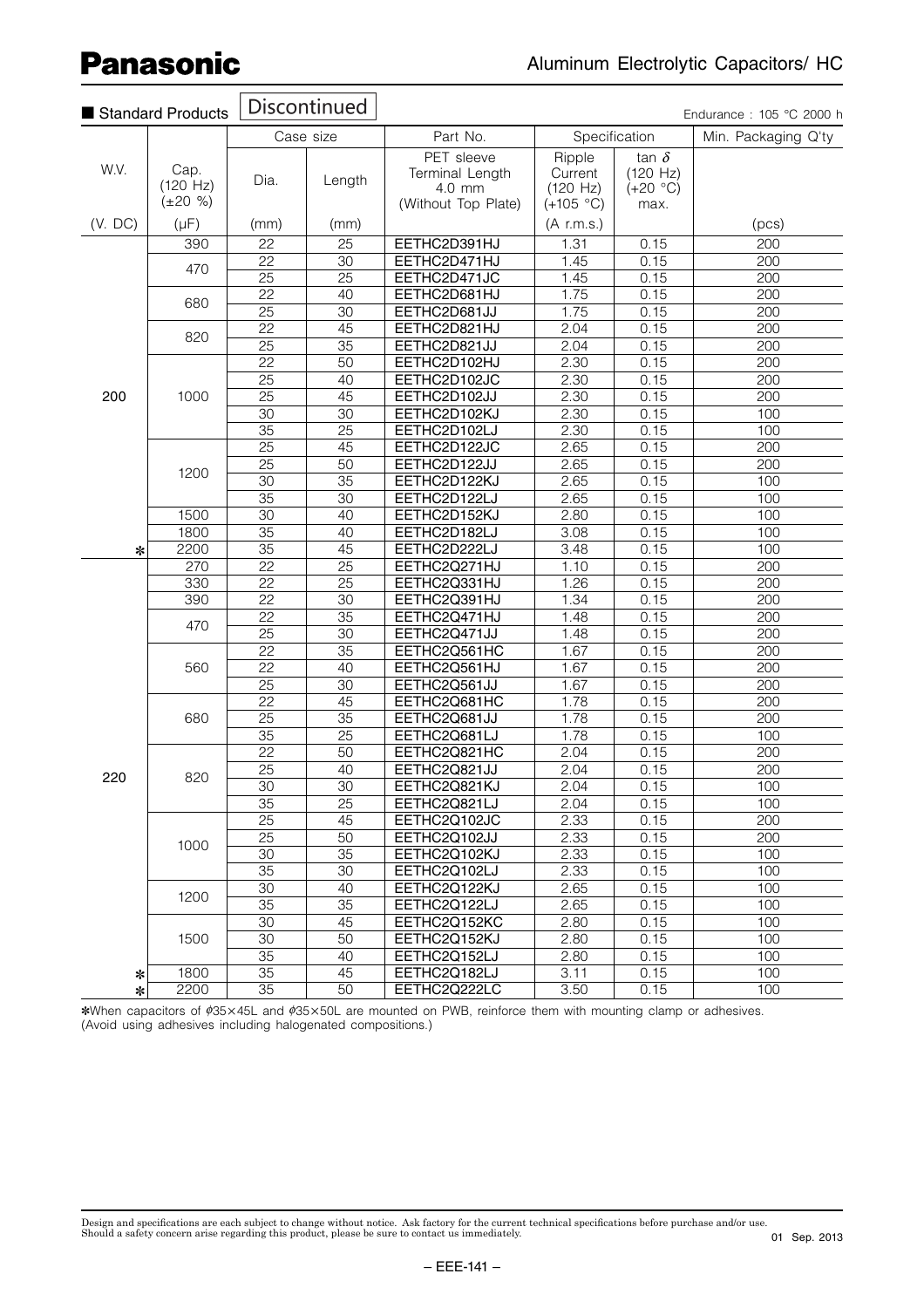■ Standard Products **Discontinued**

Endurance : 105 °C 2000 h

| W.V. | Cap. (120 Hz) (±20 %) | Case size | | Part No. | Specification | | Min. Packaging Q'ty |
|---|---|---|---|---|---|---|---|
| | | Dia. | Length | PET sleeve Terminal Length 4.0 mm (Without Top Plate) | Ripple Current (120 Hz) (+105 °C) | tan δ (120 Hz) (+20 °C) max. | |
| (V. DC) | (μF) | (mm) | (mm) | | (A r.m.s.) | | (pcs) |
| 200 | 390 | 22 | 25 | EETHC2D391HJ | 1.31 | 0.15 | 200 |
| | 470 | 22 | 30 | EETHC2D471HJ | 1.45 | 0.15 | 200 |
| | | 25 | 25 | EETHC2D471JC | 1.45 | 0.15 | 200 |
| | 680 | 22 | 40 | EETHC2D681HJ | 1.75 | 0.15 | 200 |
| | | 25 | 30 | EETHC2D681JJ | 1.75 | 0.15 | 200 |
| | 820 | 22 | 45 | EETHC2D821HJ | 2.04 | 0.15 | 200 |
| | | 25 | 35 | EETHC2D821JJ | 2.04 | 0.15 | 200 |
| | 1000 | 22 | 50 | EETHC2D102HJ | 2.30 | 0.15 | 200 |
| | | 25 | 40 | EETHC2D102JC | 2.30 | 0.15 | 200 |
| | | 25 | 45 | EETHC2D102JJ | 2.30 | 0.15 | 200 |
| | | 30 | 30 | EETHC2D102KJ | 2.30 | 0.15 | 100 |
| | | 35 | 25 | EETHC2D102LJ | 2.30 | 0.15 | 100 |
| | 1200 | 25 | 45 | EETHC2D122JC | 2.65 | 0.15 | 200 |
| | | 25 | 50 | EETHC2D122JJ | 2.65 | 0.15 | 200 |
| | | 30 | 35 | EETHC2D122KJ | 2.65 | 0.15 | 100 |
| | | 35 | 30 | EETHC2D122LJ | 2.65 | 0.15 | 100 |
| | 1500 | 30 | 40 | EETHC2D152KJ | 2.80 | 0.15 | 100 |
| | 1800 | 35 | 40 | EETHC2D182LJ | 3.08 | 0.15 | 100 |
| * | 2200 | 35 | 45 | EETHC2D222LJ | 3.48 | 0.15 | 100 |
| 220 | 270 | 22 | 25 | EETHC2Q271HJ | 1.10 | 0.15 | 200 |
| | 330 | 22 | 25 | EETHC2Q331HJ | 1.26 | 0.15 | 200 |
| | 390 | 22 | 30 | EETHC2Q391HJ | 1.34 | 0.15 | 200 |
| | 470 | 22 | 35 | EETHC2Q471HJ | 1.48 | 0.15 | 200 |
| | | 25 | 30 | EETHC2Q471JJ | 1.48 | 0.15 | 200 |
| | 560 | 22 | 35 | EETHC2Q561HC | 1.67 | 0.15 | 200 |
| | | 22 | 40 | EETHC2Q561HJ | 1.67 | 0.15 | 200 |
| | | 25 | 30 | EETHC2Q561JJ | 1.67 | 0.15 | 200 |
| | 680 | 22 | 45 | EETHC2Q681HC | 1.78 | 0.15 | 200 |
| | | 25 | 35 | EETHC2Q681JJ | 1.78 | 0.15 | 200 |
| | | 35 | 25 | EETHC2Q681LJ | 1.78 | 0.15 | 100 |
| | 820 | 22 | 50 | EETHC2Q821HC | 2.04 | 0.15 | 200 |
| | | 25 | 40 | EETHC2Q821JJ | 2.04 | 0.15 | 200 |
| | | 30 | 30 | EETHC2Q821KJ | 2.04 | 0.15 | 100 |
| | | 35 | 25 | EETHC2Q821LJ | 2.04 | 0.15 | 100 |
| | 1000 | 25 | 45 | EETHC2Q102JC | 2.33 | 0.15 | 200 |
| | | 25 | 50 | EETHC2Q102JJ | 2.33 | 0.15 | 200 |
| | | 30 | 35 | EETHC2Q102KJ | 2.33 | 0.15 | 100 |
| | | 35 | 30 | EETHC2Q102LJ | 2.33 | 0.15 | 100 |
| | 1200 | 30 | 40 | EETHC2Q122KJ | 2.65 | 0.15 | 100 |
| | | 35 | 35 | EETHC2Q122LJ | 2.65 | 0.15 | 100 |
| | 1500 | 30 | 45 | EETHC2Q152KC | 2.80 | 0.15 | 100 |
| | | 30 | 50 | EETHC2Q152KJ | 2.80 | 0.15 | 100 |
| | | 35 | 40 | EETHC2Q152LJ | 2.80 | 0.15 | 100 |
| * | 1800 | 35 | 45 | EETHC2Q182LJ | 3.11 | 0.15 | 100 |
| * | 2200 | 35 | 50 | EETHC2Q222LC | 3.50 | 0.15 | 100 |

*When capacitors of ϕ35×45L and ϕ35×50L are mounted on PWB, reinforce them with mounting clamp or adhesives. (Avoid using adhesives including halogenated compositions.)

Design and specifications are each subject to change without notice. Ask factory for the current technical specifications before purchase and/or use. Should a safety concern arise regarding this product, please be sure to contact us immediately.

01 Sep. 2013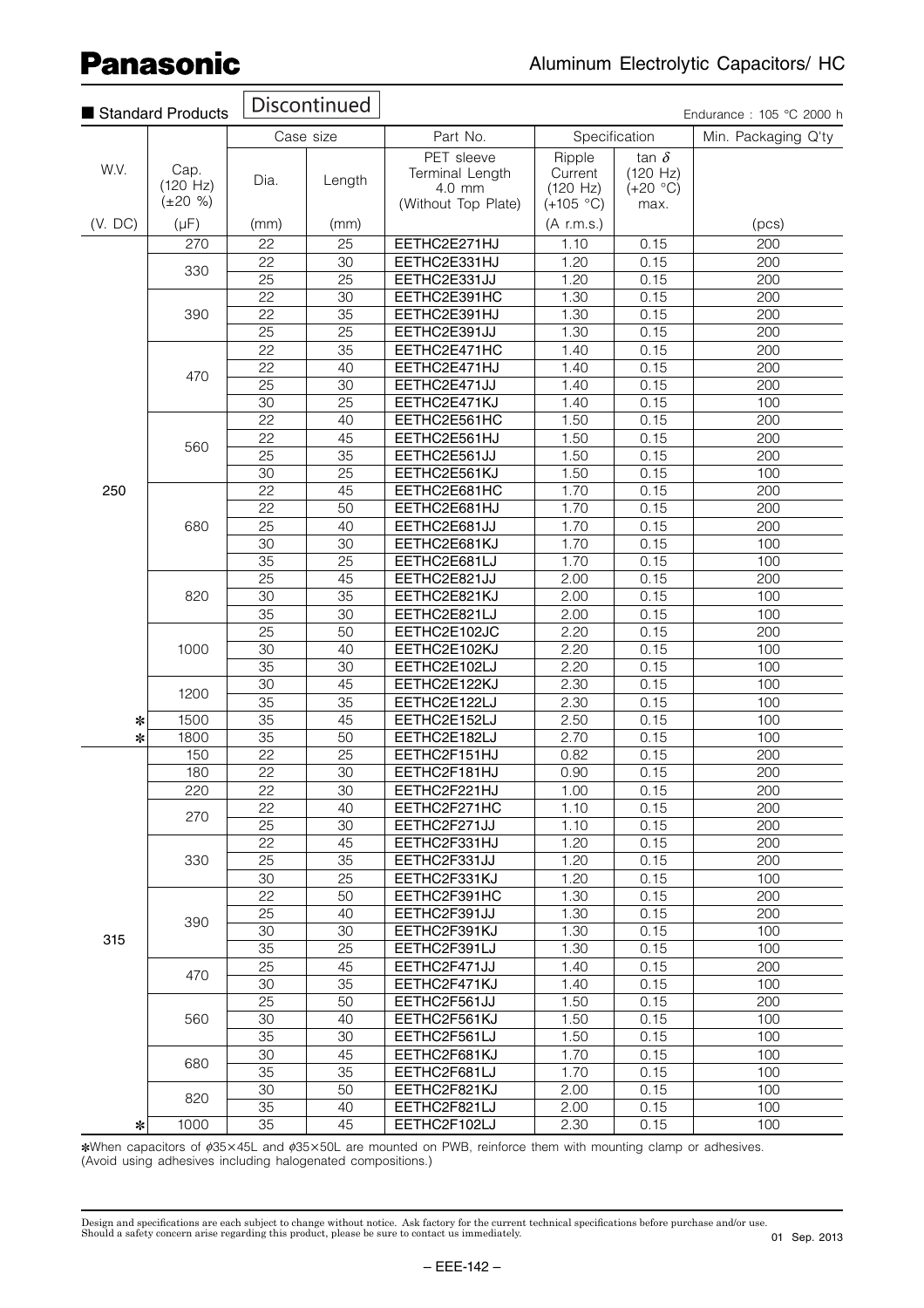**Panasonic**

## Aluminum Electrolytic Capacitors/ HC

■ Standard Products **Discontinued**

Endurance : 105 °C 2000 h

| W.V. | Cap. (120 Hz) (±20 %) | Case size | | Part No. | Specification | | Min. Packaging Q'ty |
|---|---|---|---|---|---|---|---|
| | | Dia. | Length | PET sleeve Terminal Length 4.0 mm (Without Top Plate) | Ripple Current (120 Hz) (+105 °C) | tan δ (120 Hz) (+20 °C) max. | |
| (V. DC) | (µF) | (mm) | (mm) | | (A r.m.s.) | | (pcs) |
| 250 | 270 | 22 | 25 | EETHC2E271HJ | 1.10 | 0.15 | 200 |
| | 330 | 22 | 30 | EETHC2E331HJ | 1.20 | 0.15 | 200 |
| | | 25 | 25 | EETHC2E331JJ | 1.20 | 0.15 | 200 |
| | 390 | 22 | 30 | EETHC2E391HC | 1.30 | 0.15 | 200 |
| | | 22 | 35 | EETHC2E391HJ | 1.30 | 0.15 | 200 |
| | | 25 | 25 | EETHC2E391JJ | 1.30 | 0.15 | 200 |
| | 470 | 22 | 35 | EETHC2E471HC | 1.40 | 0.15 | 200 |
| | | 22 | 40 | EETHC2E471HJ | 1.40 | 0.15 | 200 |
| | | 25 | 30 | EETHC2E471JJ | 1.40 | 0.15 | 200 |
| | | 30 | 25 | EETHC2E471KJ | 1.40 | 0.15 | 100 |
| | 560 | 22 | 40 | EETHC2E561HC | 1.50 | 0.15 | 200 |
| | | 22 | 45 | EETHC2E561HJ | 1.50 | 0.15 | 200 |
| | | 25 | 35 | EETHC2E561JJ | 1.50 | 0.15 | 200 |
| | | 30 | 25 | EETHC2E561KJ | 1.50 | 0.15 | 100 |
| | 680 | 22 | 45 | EETHC2E681HC | 1.70 | 0.15 | 200 |
| | | 22 | 50 | EETHC2E681HJ | 1.70 | 0.15 | 200 |
| | | 25 | 40 | EETHC2E681JJ | 1.70 | 0.15 | 200 |
| | | 30 | 30 | EETHC2E681KJ | 1.70 | 0.15 | 100 |
| | | 35 | 25 | EETHC2E681LJ | 1.70 | 0.15 | 100 |
| | 820 | 25 | 45 | EETHC2E821JJ | 2.00 | 0.15 | 200 |
| | | 30 | 35 | EETHC2E821KJ | 2.00 | 0.15 | 100 |
| | | 35 | 30 | EETHC2E821LJ | 2.00 | 0.15 | 100 |
| | 1000 | 25 | 50 | EETHC2E102JC | 2.20 | 0.15 | 200 |
| | | 30 | 40 | EETHC2E102KJ | 2.20 | 0.15 | 100 |
| | | 35 | 30 | EETHC2E102LJ | 2.20 | 0.15 | 100 |
| | 1200 | 30 | 45 | EETHC2E122KJ | 2.30 | 0.15 | 100 |
| | | 35 | 35 | EETHC2E122LJ | 2.30 | 0.15 | 100 |
| * | 1500 | 35 | 45 | EETHC2E152LJ | 2.50 | 0.15 | 100 |
| * | 1800 | 35 | 50 | EETHC2E182LJ | 2.70 | 0.15 | 100 |
| 315 | 150 | 22 | 25 | EETHC2F151HJ | 0.82 | 0.15 | 200 |
| | 180 | 22 | 30 | EETHC2F181HJ | 0.90 | 0.15 | 200 |
| | 220 | 22 | 30 | EETHC2F221HJ | 1.00 | 0.15 | 200 |
| | 270 | 22 | 40 | EETHC2F271HC | 1.10 | 0.15 | 200 |
| | | 25 | 30 | EETHC2F271JJ | 1.10 | 0.15 | 200 |
| | 330 | 22 | 45 | EETHC2F331HJ | 1.20 | 0.15 | 200 |
| | | 25 | 35 | EETHC2F331JJ | 1.20 | 0.15 | 200 |
| | | 30 | 25 | EETHC2F331KJ | 1.20 | 0.15 | 100 |
| | 390 | 22 | 50 | EETHC2F391HC | 1.30 | 0.15 | 200 |
| | | 25 | 40 | EETHC2F391JJ | 1.30 | 0.15 | 200 |
| | | 30 | 30 | EETHC2F391KJ | 1.30 | 0.15 | 100 |
| | | 35 | 25 | EETHC2F391LJ | 1.30 | 0.15 | 100 |
| | 470 | 25 | 45 | EETHC2F471JJ | 1.40 | 0.15 | 200 |
| | | 30 | 35 | EETHC2F471KJ | 1.40 | 0.15 | 100 |
| | 560 | 25 | 50 | EETHC2F561JJ | 1.50 | 0.15 | 200 |
| | | 30 | 40 | EETHC2F561KJ | 1.50 | 0.15 | 100 |
| | | 35 | 30 | EETHC2F561LJ | 1.50 | 0.15 | 100 |
| | 680 | 30 | 45 | EETHC2F681KJ | 1.70 | 0.15 | 100 |
| | | 35 | 35 | EETHC2F681LJ | 1.70 | 0.15 | 100 |
| | 820 | 30 | 50 | EETHC2F821KJ | 2.00 | 0.15 | 100 |
| | | 35 | 40 | EETHC2F821LJ | 2.00 | 0.15 | 100 |
| * | 1000 | 35 | 45 | EETHC2F102LJ | 2.30 | 0.15 | 100 |

*When capacitors of ϕ35×45L and ϕ35×50L are mounted on PWB, reinforce them with mounting clamp or adhesives. (Avoid using adhesives including halogenated compositions.)

Design and specifications are each subject to change without notice. Ask factory for the current technical specifications before purchase and/or use. Should a safety concern arise regarding this product, please be sure to contact us immediately.

01 Sep. 2013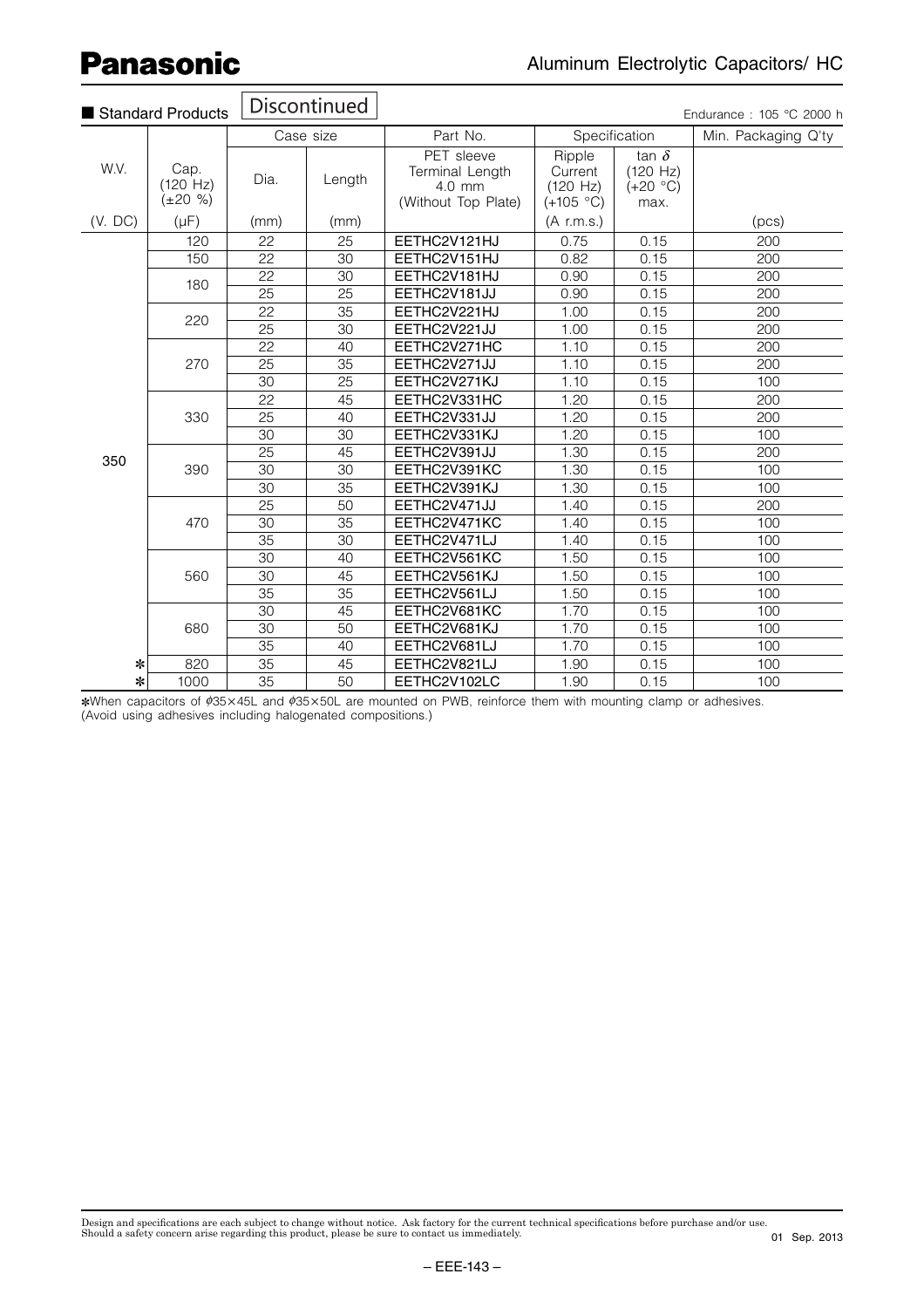# Panasonic

## Aluminum Electrolytic Capacitors/ HC

■ Standard Products **Discontinued**

Endurance : 105 °C 2000 h

| W.V. (V. DC) | Cap. (120 Hz) (±20 %) (μF) | Case size Dia. (mm) | Case size Length (mm) | Part No. PET sleeve Terminal Length 4.0 mm (Without Top Plate) | Specification Ripple Current (120 Hz) (+105 °C) (A r.m.s.) | Specification tan δ (120 Hz) (+20 °C) max. | Min. Packaging Q'ty (pcs) |
|---|---|---|---|---|---|---|---|
| 350 | 120 | 22 | 25 | EETHC2V121HJ | 0.75 | 0.15 | 200 |
| | 150 | 22 | 30 | EETHC2V151HJ | 0.82 | 0.15 | 200 |
| | 180 | 22 | 30 | EETHC2V181HJ | 0.90 | 0.15 | 200 |
| | | 25 | 25 | EETHC2V181JJ | 0.90 | 0.15 | 200 |
| | 220 | 22 | 35 | EETHC2V221HJ | 1.00 | 0.15 | 200 |
| | | 25 | 30 | EETHC2V221JJ | 1.00 | 0.15 | 200 |
| | 270 | 22 | 40 | EETHC2V271HC | 1.10 | 0.15 | 200 |
| | | 25 | 35 | EETHC2V271JJ | 1.10 | 0.15 | 200 |
| | | 30 | 25 | EETHC2V271KJ | 1.10 | 0.15 | 100 |
| | 330 | 22 | 45 | EETHC2V331HC | 1.20 | 0.15 | 200 |
| | | 25 | 40 | EETHC2V331JJ | 1.20 | 0.15 | 200 |
| | | 30 | 30 | EETHC2V331KJ | 1.20 | 0.15 | 100 |
| | 390 | 25 | 45 | EETHC2V391JJ | 1.30 | 0.15 | 200 |
| | | 30 | 30 | EETHC2V391KC | 1.30 | 0.15 | 100 |
| | | 30 | 35 | EETHC2V391KJ | 1.30 | 0.15 | 100 |
| | 470 | 25 | 50 | EETHC2V471JJ | 1.40 | 0.15 | 200 |
| | | 30 | 35 | EETHC2V471KC | 1.40 | 0.15 | 100 |
| | | 35 | 30 | EETHC2V471LJ | 1.40 | 0.15 | 100 |
| | 560 | 30 | 40 | EETHC2V561KC | 1.50 | 0.15 | 100 |
| | | 30 | 45 | EETHC2V561KJ | 1.50 | 0.15 | 100 |
| | | 35 | 35 | EETHC2V561LJ | 1.50 | 0.15 | 100 |
| | 680 | 30 | 45 | EETHC2V681KC | 1.70 | 0.15 | 100 |
| | | 30 | 50 | EETHC2V681KJ | 1.70 | 0.15 | 100 |
| | | 35 | 40 | EETHC2V681LJ | 1.70 | 0.15 | 100 |
| * | 820 | 35 | 45 | EETHC2V821LJ | 1.90 | 0.15 | 100 |
| * | 1000 | 35 | 50 | EETHC2V102LC | 1.90 | 0.15 | 100 |

*When capacitors of ϕ35×45L and ϕ35×50L are mounted on PWB, reinforce them with mounting clamp or adhesives. (Avoid using adhesives including halogenated compositions.)

Design and specifications are each subject to change without notice. Ask factory for the current technical specifications before purchase and/or use. Should a safety concern arise regarding this product, please be sure to contact us immediately.

01 Sep. 2013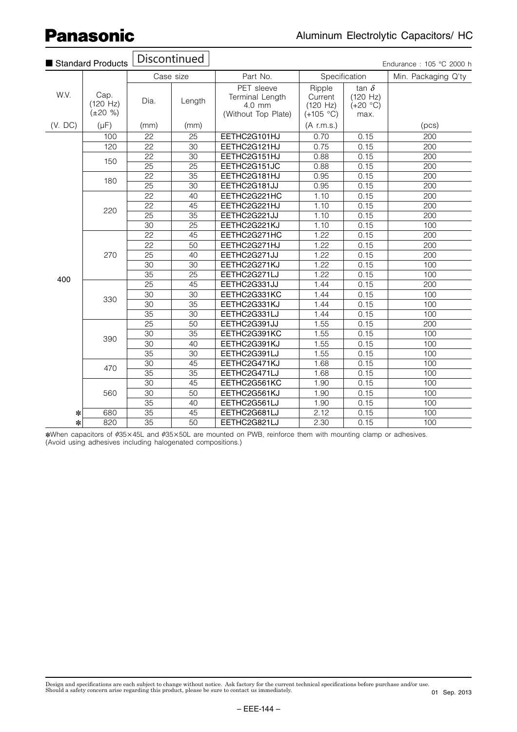# Panasonic

## Aluminum Electrolytic Capacitors/ HC

■ Standard Products **Discontinued**

Endurance : 105 °C 2000 h

| W.V. | Cap. (120 Hz) (±20 %) | Case size | | Part No. | Specification | | Min. Packaging Q'ty |
|---|---|---|---|---|---|---|---|
| | | Dia. | Length | PET sleeve Terminal Length 4.0 mm (Without Top Plate) | Ripple Current (120 Hz) (+105 °C) | tan δ (120 Hz) (+20 °C) max. | |
| (V. DC) | (μF) | (mm) | (mm) | | (A r.m.s.) | | (pcs) |
| 400 | 100 | 22 | 25 | EETHC2G101HJ | 0.70 | 0.15 | 200 |
| | 120 | 22 | 30 | EETHC2G121HJ | 0.75 | 0.15 | 200 |
| | 150 | 22 | 30 | EETHC2G151HJ | 0.88 | 0.15 | 200 |
| | | 25 | 25 | EETHC2G151JC | 0.88 | 0.15 | 200 |
| | 180 | 22 | 35 | EETHC2G181HJ | 0.95 | 0.15 | 200 |
| | | 25 | 30 | EETHC2G181JJ | 0.95 | 0.15 | 200 |
| | 220 | 22 | 40 | EETHC2G221HC | 1.10 | 0.15 | 200 |
| | | 22 | 45 | EETHC2G221HJ | 1.10 | 0.15 | 200 |
| | | 25 | 35 | EETHC2G221JJ | 1.10 | 0.15 | 200 |
| | | 30 | 25 | EETHC2G221KJ | 1.10 | 0.15 | 100 |
| | 270 | 22 | 45 | EETHC2G271HC | 1.22 | 0.15 | 200 |
| | | 22 | 50 | EETHC2G271HJ | 1.22 | 0.15 | 200 |
| | | 25 | 40 | EETHC2G271JJ | 1.22 | 0.15 | 200 |
| | | 30 | 30 | EETHC2G271KJ | 1.22 | 0.15 | 100 |
| | | 35 | 25 | EETHC2G271LJ | 1.22 | 0.15 | 100 |
| | 330 | 25 | 45 | EETHC2G331JJ | 1.44 | 0.15 | 200 |
| | | 30 | 30 | EETHC2G331KC | 1.44 | 0.15 | 100 |
| | | 30 | 35 | EETHC2G331KJ | 1.44 | 0.15 | 100 |
| | | 35 | 30 | EETHC2G331LJ | 1.44 | 0.15 | 100 |
| | 390 | 25 | 50 | EETHC2G391JJ | 1.55 | 0.15 | 200 |
| | | 30 | 35 | EETHC2G391KC | 1.55 | 0.15 | 100 |
| | | 30 | 40 | EETHC2G391KJ | 1.55 | 0.15 | 100 |
| | | 35 | 30 | EETHC2G391LJ | 1.55 | 0.15 | 100 |
| | 470 | 30 | 45 | EETHC2G471KJ | 1.68 | 0.15 | 100 |
| | | 35 | 35 | EETHC2G471LJ | 1.68 | 0.15 | 100 |
| | 560 | 30 | 45 | EETHC2G561KC | 1.90 | 0.15 | 100 |
| | | 30 | 50 | EETHC2G561KJ | 1.90 | 0.15 | 100 |
| | | 35 | 40 | EETHC2G561LJ | 1.90 | 0.15 | 100 |
| * | 680 | 35 | 45 | EETHC2G681LJ | 2.12 | 0.15 | 100 |
| * | 820 | 35 | 50 | EETHC2G821LJ | 2.30 | 0.15 | 100 |

*When capacitors of ϕ35×45L and ϕ35×50L are mounted on PWB, reinforce them with mounting clamp or adhesives.
(Avoid using adhesives including halogenated compositions.)

Design and specifications are each subject to change without notice. Ask factory for the current technical specifications before purchase and/or use.
Should a safety concern arise regarding this product, please be sure to contact us immediately.

01 Sep. 2013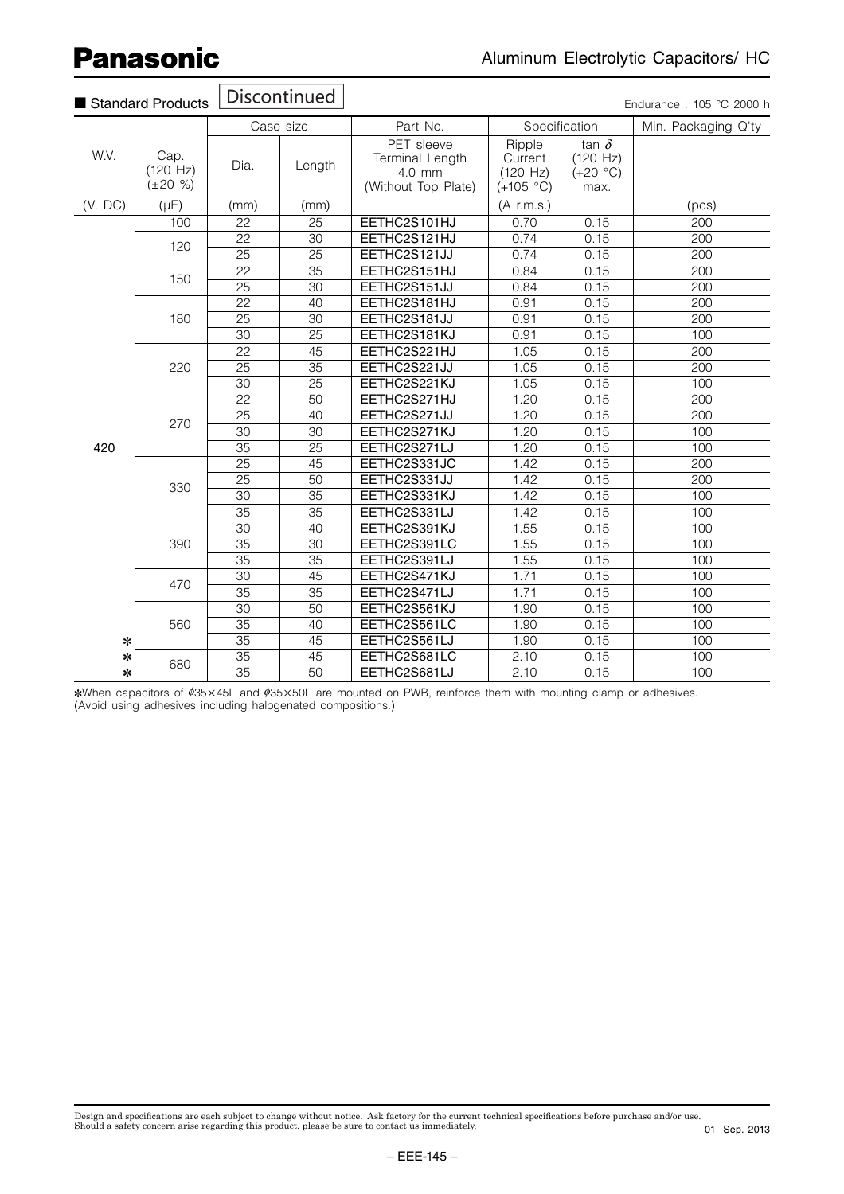■ Standard Products **Discontinued**

Endurance : 105 °C 2000 h

| W.V. | Cap. (120 Hz) (±20 %) | Case size | | Part No. | Specification | | Min. Packaging Q'ty |
|---|---|---|---|---|---|---|---|
| | | Dia. | Length | PET sleeve Terminal Length 4.0 mm (Without Top Plate) | Ripple Current (120 Hz) (+105 °C) | tan δ (120 Hz) (+20 °C) max. | |
| (V. DC) | (μF) | (mm) | (mm) | | (A r.m.s.) | | (pcs) |
| 420 | 100 | 22 | 25 | EETHC2S101HJ | 0.70 | 0.15 | 200 |
| | 120 | 22 | 30 | EETHC2S121HJ | 0.74 | 0.15 | 200 |
| | | 25 | 25 | EETHC2S121JJ | 0.74 | 0.15 | 200 |
| | 150 | 22 | 35 | EETHC2S151HJ | 0.84 | 0.15 | 200 |
| | | 25 | 30 | EETHC2S151JJ | 0.84 | 0.15 | 200 |
| | 180 | 22 | 40 | EETHC2S181HJ | 0.91 | 0.15 | 200 |
| | | 25 | 30 | EETHC2S181JJ | 0.91 | 0.15 | 200 |
| | | 30 | 25 | EETHC2S181KJ | 0.91 | 0.15 | 100 |
| | 220 | 22 | 45 | EETHC2S221HJ | 1.05 | 0.15 | 200 |
| | | 25 | 35 | EETHC2S221JJ | 1.05 | 0.15 | 200 |
| | | 30 | 25 | EETHC2S221KJ | 1.05 | 0.15 | 100 |
| | 270 | 22 | 50 | EETHC2S271HJ | 1.20 | 0.15 | 200 |
| | | 25 | 40 | EETHC2S271JJ | 1.20 | 0.15 | 200 |
| | | 30 | 30 | EETHC2S271KJ | 1.20 | 0.15 | 100 |
| | | 35 | 25 | EETHC2S271LJ | 1.20 | 0.15 | 100 |
| | 330 | 25 | 45 | EETHC2S331JC | 1.42 | 0.15 | 200 |
| | | 25 | 50 | EETHC2S331JJ | 1.42 | 0.15 | 200 |
| | | 30 | 35 | EETHC2S331KJ | 1.42 | 0.15 | 100 |
| | | 35 | 35 | EETHC2S331LJ | 1.42 | 0.15 | 100 |
| | 390 | 30 | 40 | EETHC2S391KJ | 1.55 | 0.15 | 100 |
| | | 35 | 30 | EETHC2S391LC | 1.55 | 0.15 | 100 |
| | | 35 | 35 | EETHC2S391LJ | 1.55 | 0.15 | 100 |
| | 470 | 30 | 45 | EETHC2S471KJ | 1.71 | 0.15 | 100 |
| | | 35 | 35 | EETHC2S471LJ | 1.71 | 0.15 | 100 |
| | 560 | 30 | 50 | EETHC2S561KJ | 1.90 | 0.15 | 100 |
| | | 35 | 40 | EETHC2S561LC | 1.90 | 0.15 | 100 |
| * | | 35 | 45 | EETHC2S561LJ | 1.90 | 0.15 | 100 |
| * | 680 | 35 | 45 | EETHC2S681LC | 2.10 | 0.15 | 100 |
| * | | 35 | 50 | EETHC2S681LJ | 2.10 | 0.15 | 100 |

*When capacitors of ϕ35×45L and ϕ35×50L are mounted on PWB, reinforce them with mounting clamp or adhesives. (Avoid using adhesives including halogenated compositions.)

Design and specifications are each subject to change without notice. Ask factory for the current technical specifications before purchase and/or use. Should a safety concern arise regarding this product, please be sure to contact us immediately.

01 Sep. 2013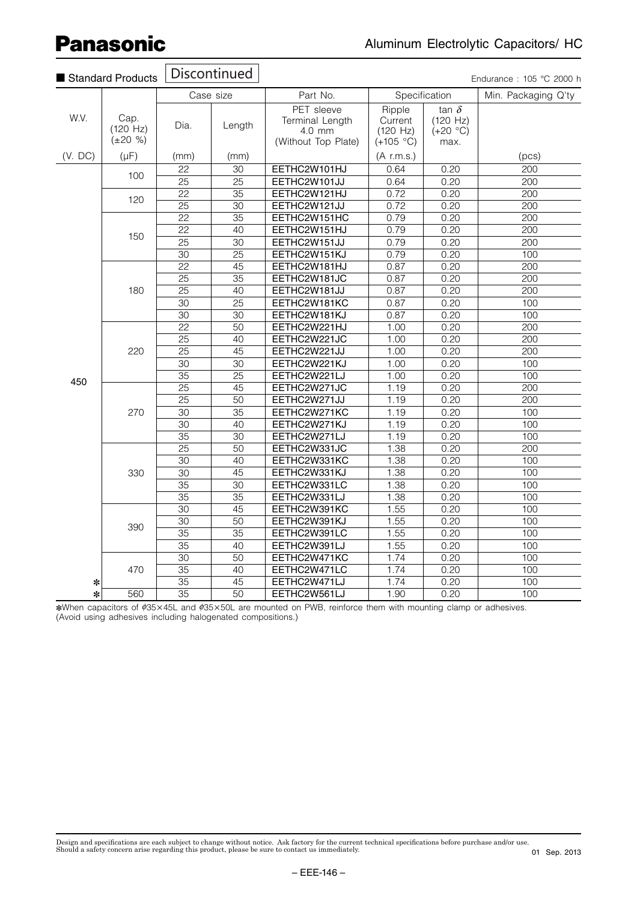# Panasonic

## Aluminum Electrolytic Capacitors/ HC

■ Standard Products **Discontinued**

Endurance : 105 °C 2000 h

| W.V. | Cap. (120 Hz) (±20 %) | Case size | | Part No. | Specification | | Min. Packaging Q'ty |
|---|---|---|---|---|---|---|---|
| | | Dia. | Length | PET sleeve Terminal Length 4.0 mm (Without Top Plate) | Ripple Current (120 Hz) (+105 °C) | tan δ (120 Hz) (+20 °C) max. | |
| (V. DC) | (μF) | (mm) | (mm) | | (A r.m.s.) | | (pcs) |
| 450 | 100 | 22 | 30 | EETHC2W101HJ | 0.64 | 0.20 | 200 |
| | | 25 | 25 | EETHC2W101JJ | 0.64 | 0.20 | 200 |
| | 120 | 22 | 35 | EETHC2W121HJ | 0.72 | 0.20 | 200 |
| | | 25 | 30 | EETHC2W121JJ | 0.72 | 0.20 | 200 |
| | 150 | 22 | 35 | EETHC2W151HC | 0.79 | 0.20 | 200 |
| | | 22 | 40 | EETHC2W151HJ | 0.79 | 0.20 | 200 |
| | | 25 | 30 | EETHC2W151JJ | 0.79 | 0.20 | 200 |
| | | 30 | 25 | EETHC2W151KJ | 0.79 | 0.20 | 100 |
| | 180 | 22 | 45 | EETHC2W181HJ | 0.87 | 0.20 | 200 |
| | | 25 | 35 | EETHC2W181JC | 0.87 | 0.20 | 200 |
| | | 25 | 40 | EETHC2W181JJ | 0.87 | 0.20 | 200 |
| | | 30 | 25 | EETHC2W181KC | 0.87 | 0.20 | 100 |
| | | 30 | 30 | EETHC2W181KJ | 0.87 | 0.20 | 100 |
| | 220 | 22 | 50 | EETHC2W221HJ | 1.00 | 0.20 | 200 |
| | | 25 | 40 | EETHC2W221JC | 1.00 | 0.20 | 200 |
| | | 25 | 45 | EETHC2W221JJ | 1.00 | 0.20 | 200 |
| | | 30 | 30 | EETHC2W221KJ | 1.00 | 0.20 | 100 |
| | | 35 | 25 | EETHC2W221LJ | 1.00 | 0.20 | 100 |
| | 270 | 25 | 45 | EETHC2W271JC | 1.19 | 0.20 | 200 |
| | | 25 | 50 | EETHC2W271JJ | 1.19 | 0.20 | 200 |
| | | 30 | 35 | EETHC2W271KC | 1.19 | 0.20 | 100 |
| | | 30 | 40 | EETHC2W271KJ | 1.19 | 0.20 | 100 |
| | | 35 | 30 | EETHC2W271LJ | 1.19 | 0.20 | 100 |
| | 330 | 25 | 50 | EETHC2W331JC | 1.38 | 0.20 | 200 |
| | | 30 | 40 | EETHC2W331KC | 1.38 | 0.20 | 100 |
| | | 30 | 45 | EETHC2W331KJ | 1.38 | 0.20 | 100 |
| | | 35 | 30 | EETHC2W331LC | 1.38 | 0.20 | 100 |
| | | 35 | 35 | EETHC2W331LJ | 1.38 | 0.20 | 100 |
| | 390 | 30 | 45 | EETHC2W391KC | 1.55 | 0.20 | 100 |
| | | 30 | 50 | EETHC2W391KJ | 1.55 | 0.20 | 100 |
| | | 35 | 35 | EETHC2W391LC | 1.55 | 0.20 | 100 |
| | | 35 | 40 | EETHC2W391LJ | 1.55 | 0.20 | 100 |
| | 470 | 30 | 50 | EETHC2W471KC | 1.74 | 0.20 | 100 |
| | | 35 | 40 | EETHC2W471LC | 1.74 | 0.20 | 100 |
| ✻ | | 35 | 45 | EETHC2W471LJ | 1.74 | 0.20 | 100 |
| ✻ | 560 | 35 | 50 | EETHC2W561LJ | 1.90 | 0.20 | 100 |

✻When capacitors of ϕ35×45L and ϕ35×50L are mounted on PWB, reinforce them with mounting clamp or adhesives. (Avoid using adhesives including halogenated compositions.)

Design and specifications are each subject to change without notice. Ask factory for the current technical specifications before purchase and/or use. Should a safety concern arise regarding this product, please be sure to contact us immediately.

01 Sep. 2013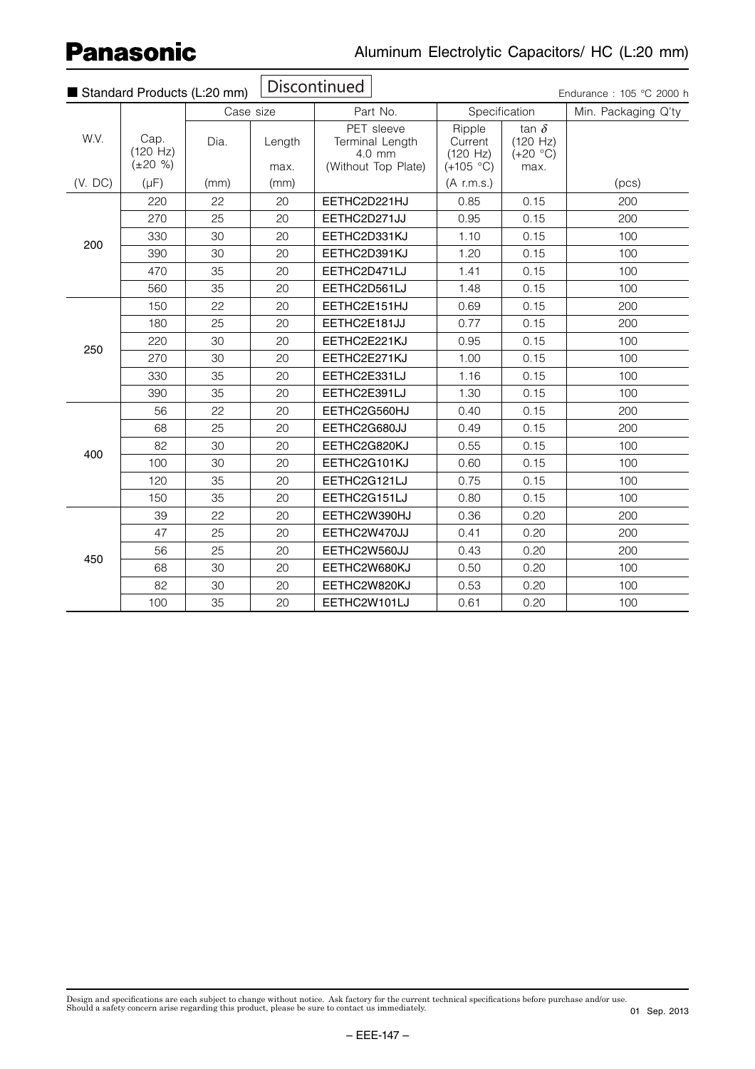# Aluminum Electrolytic Capacitors/ HC (L:20 mm)

■ Standard Products (L:20 mm) **Discontinued**

Endurance : 105 °C 2000 h

| W.V. | Cap. (120 Hz) (±20 %) | Case size | | Part No. | Specification | | Min. Packaging Q'ty |
|---|---|---|---|---|---|---|---|
| | | Dia. | Length max. | PET sleeve Terminal Length 4.0 mm (Without Top Plate) | Ripple Current (120 Hz) (+105 °C) | tan δ (120 Hz) (+20 °C) max. | |
| (V. DC) | (μF) | (mm) | (mm) | | (A r.m.s.) | | (pcs) |
| 200 | 220 | 22 | 20 | EETHC2D221HJ | 0.85 | 0.15 | 200 |
| | 270 | 25 | 20 | EETHC2D271JJ | 0.95 | 0.15 | 200 |
| | 330 | 30 | 20 | EETHC2D331KJ | 1.10 | 0.15 | 100 |
| | 390 | 30 | 20 | EETHC2D391KJ | 1.20 | 0.15 | 100 |
| | 470 | 35 | 20 | EETHC2D471LJ | 1.41 | 0.15 | 100 |
| | 560 | 35 | 20 | EETHC2D561LJ | 1.48 | 0.15 | 100 |
| 250 | 150 | 22 | 20 | EETHC2E151HJ | 0.69 | 0.15 | 200 |
| | 180 | 25 | 20 | EETHC2E181JJ | 0.77 | 0.15 | 200 |
| | 220 | 30 | 20 | EETHC2E221KJ | 0.95 | 0.15 | 100 |
| | 270 | 30 | 20 | EETHC2E271KJ | 1.00 | 0.15 | 100 |
| | 330 | 35 | 20 | EETHC2E331LJ | 1.16 | 0.15 | 100 |
| | 390 | 35 | 20 | EETHC2E391LJ | 1.30 | 0.15 | 100 |
| 400 | 56 | 22 | 20 | EETHC2G560HJ | 0.40 | 0.15 | 200 |
| | 68 | 25 | 20 | EETHC2G680JJ | 0.49 | 0.15 | 200 |
| | 82 | 30 | 20 | EETHC2G820KJ | 0.55 | 0.15 | 100 |
| | 100 | 30 | 20 | EETHC2G101KJ | 0.60 | 0.15 | 100 |
| | 120 | 35 | 20 | EETHC2G121LJ | 0.75 | 0.15 | 100 |
| | 150 | 35 | 20 | EETHC2G151LJ | 0.80 | 0.15 | 100 |
| 450 | 39 | 22 | 20 | EETHC2W390HJ | 0.36 | 0.20 | 200 |
| | 47 | 25 | 20 | EETHC2W470JJ | 0.41 | 0.20 | 200 |
| | 56 | 25 | 20 | EETHC2W560JJ | 0.43 | 0.20 | 200 |
| | 68 | 30 | 20 | EETHC2W680KJ | 0.50 | 0.20 | 100 |
| | 82 | 30 | 20 | EETHC2W820KJ | 0.53 | 0.20 | 100 |
| | 100 | 35 | 20 | EETHC2W101LJ | 0.61 | 0.20 | 100 |

Design and specifications are each subject to change without notice. Ask factory for the current technical specifications before purchase and/or use.
Should a safety concern arise regarding this product, please be sure to contact us immediately.

01 Sep. 2013